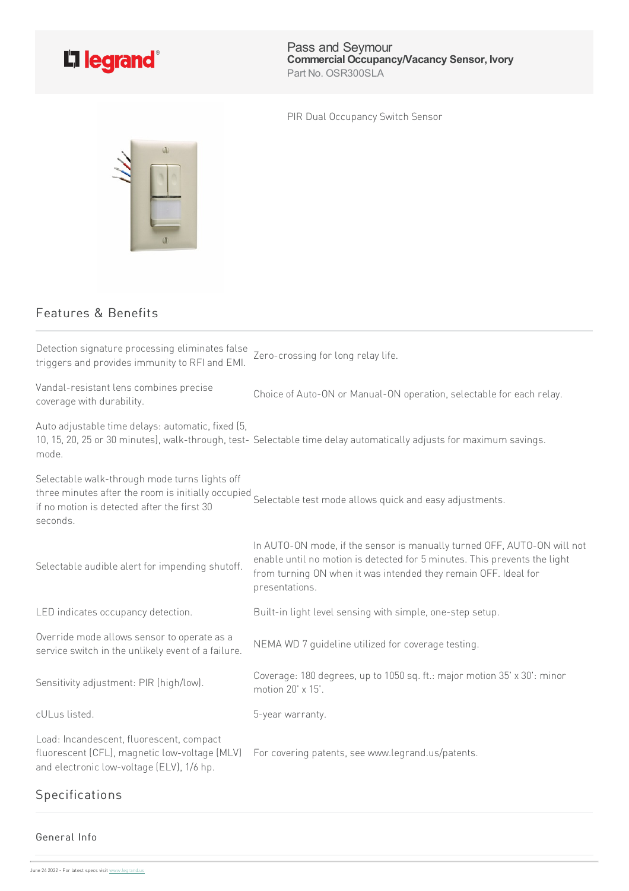legrand

Pass and Seymour
**Commercial Occupancy/Vacancy Sensor, Ivory**
Part No. OSR300SLA

PIR Dual Occupancy Switch Sensor

## Features & Benefits

| | |
|---|---|
| Detection signature processing eliminates false triggers and provides immunity to RFI and EMI. | Zero-crossing for long relay life. |
| Vandal-resistant lens combines precise coverage with durability. | Choice of Auto-ON or Manual-ON operation, selectable for each relay. |
| Auto adjustable time delays: automatic, fixed (5, 10, 15, 20, 25 or 30 minutes), walk-through, test-mode. | Selectable time delay automatically adjusts for maximum savings. |
| Selectable walk-through mode turns lights off three minutes after the room is initially occupied if no motion is detected after the first 30 seconds. | Selectable test mode allows quick and easy adjustments. |
| Selectable audible alert for impending shutoff. | In AUTO-ON mode, if the sensor is manually turned OFF, AUTO-ON will not enable until no motion is detected for 5 minutes. This prevents the light from turning ON when it was intended they remain OFF. Ideal for presentations. |
| LED indicates occupancy detection. | Built-in light level sensing with simple, one-step setup. |
| Override mode allows sensor to operate as a service switch in the unlikely event of a failure. | NEMA WD 7 guideline utilized for coverage testing. |
| Sensitivity adjustment: PIR (high/low). | Coverage: 180 degrees, up to 1050 sq. ft.: major motion 35' x 30': minor motion 20' x 15'. |
| cULus listed. | 5-year warranty. |
| Load: Incandescent, fluorescent, compact fluorescent (CFL), magnetic low-voltage (MLV) and electronic low-voltage (ELV), 1/6 hp. | For covering patents, see www.legrand.us/patents. |

## Specifications

### General Info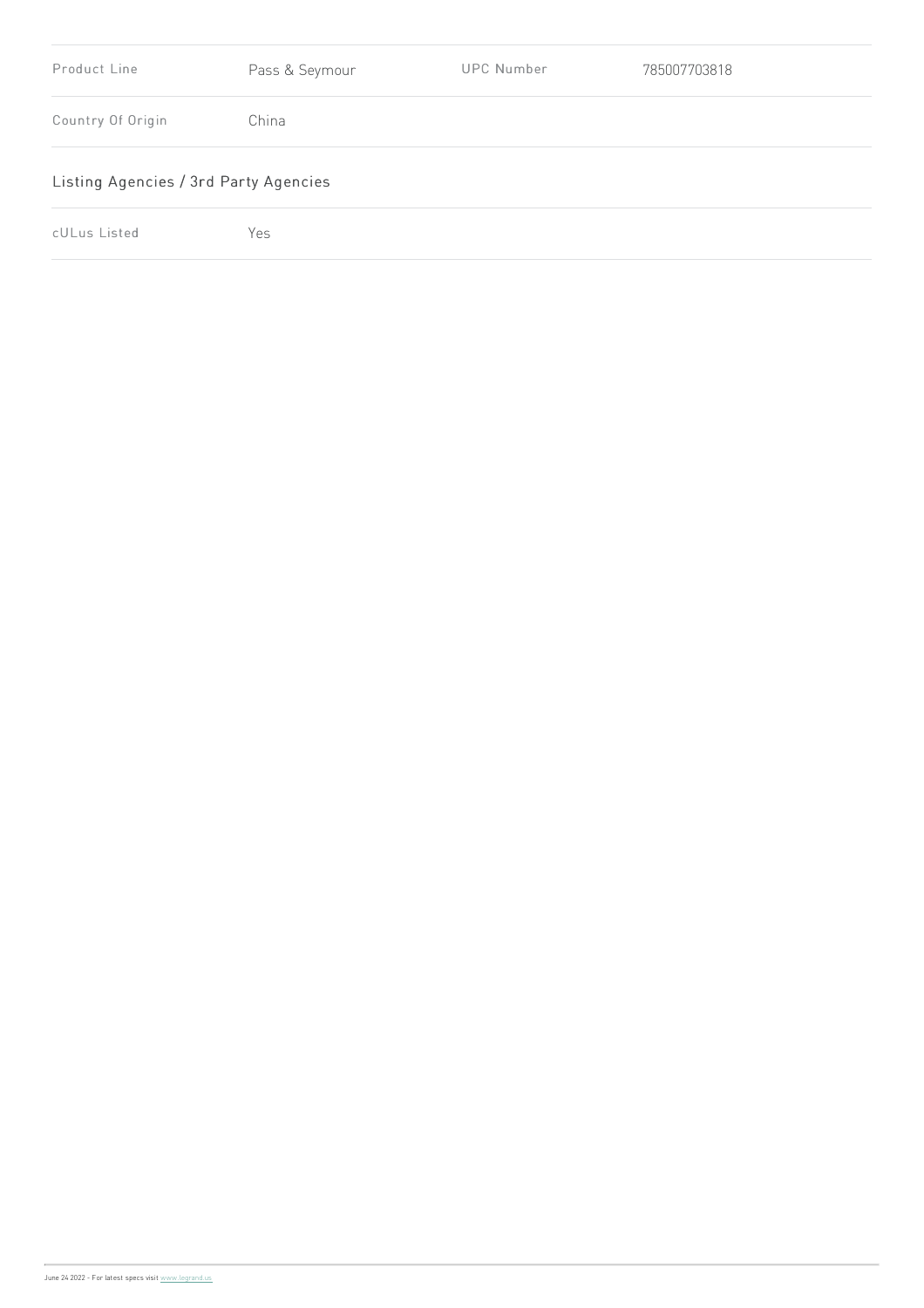| | | | |
|---|---|---|---|
| Product Line | Pass & Seymour | UPC Number | 785007703818 |
| Country Of Origin | China | | |

## Listing Agencies / 3rd Party Agencies

| | |
|---|---|
| cULus Listed | Yes |

June 24 2022 - For latest specs visit www.legrand.us